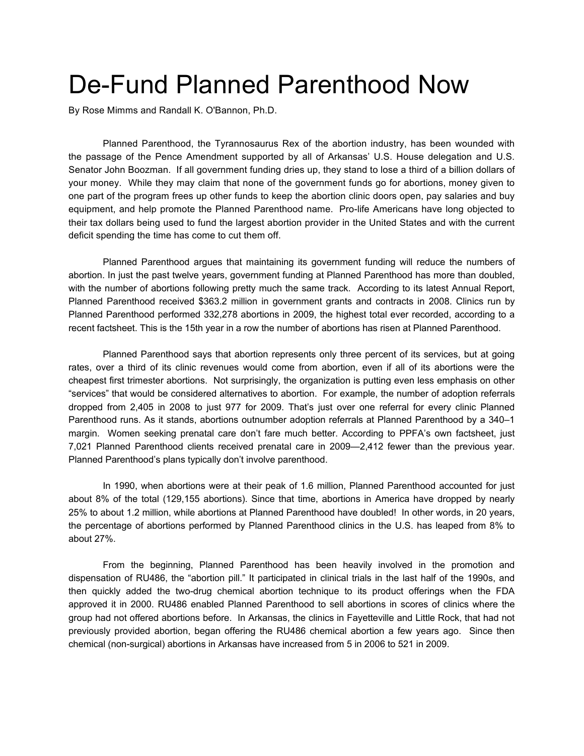# De-Fund Planned Parenthood Now

By Rose Mimms and Randall K. O'Bannon, Ph.D.

Planned Parenthood, the Tyrannosaurus Rex of the abortion industry, has been wounded with the passage of the Pence Amendment supported by all of Arkansas' U.S. House delegation and U.S. Senator John Boozman. If all government funding dries up, they stand to lose a third of a billion dollars of your money. While they may claim that none of the government funds go for abortions, money given to one part of the program frees up other funds to keep the abortion clinic doors open, pay salaries and buy equipment, and help promote the Planned Parenthood name. Pro-life Americans have long objected to their tax dollars being used to fund the largest abortion provider in the United States and with the current deficit spending the time has come to cut them off.

Planned Parenthood argues that maintaining its government funding will reduce the numbers of abortion. In just the past twelve years, government funding at Planned Parenthood has more than doubled, with the number of abortions following pretty much the same track. According to its latest Annual Report, Planned Parenthood received $363.2 million in government grants and contracts in 2008. Clinics run by Planned Parenthood performed 332,278 abortions in 2009, the highest total ever recorded, according to a recent factsheet. This is the 15th year in a row the number of abortions has risen at Planned Parenthood.

Planned Parenthood says that abortion represents only three percent of its services, but at going rates, over a third of its clinic revenues would come from abortion, even if all of its abortions were the cheapest first trimester abortions. Not surprisingly, the organization is putting even less emphasis on other "services" that would be considered alternatives to abortion. For example, the number of adoption referrals dropped from 2,405 in 2008 to just 977 for 2009. That's just over one referral for every clinic Planned Parenthood runs. As it stands, abortions outnumber adoption referrals at Planned Parenthood by a 340–1 margin. Women seeking prenatal care don't fare much better. According to PPFA's own factsheet, just 7,021 Planned Parenthood clients received prenatal care in 2009—2,412 fewer than the previous year. Planned Parenthood's plans typically don't involve parenthood.

In 1990, when abortions were at their peak of 1.6 million, Planned Parenthood accounted for just about 8% of the total (129,155 abortions). Since that time, abortions in America have dropped by nearly 25% to about 1.2 million, while abortions at Planned Parenthood have doubled! In other words, in 20 years, the percentage of abortions performed by Planned Parenthood clinics in the U.S. has leaped from 8% to about 27%.

From the beginning, Planned Parenthood has been heavily involved in the promotion and dispensation of RU486, the "abortion pill." It participated in clinical trials in the last half of the 1990s, and then quickly added the two-drug chemical abortion technique to its product offerings when the FDA approved it in 2000. RU486 enabled Planned Parenthood to sell abortions in scores of clinics where the group had not offered abortions before. In Arkansas, the clinics in Fayetteville and Little Rock, that had not previously provided abortion, began offering the RU486 chemical abortion a few years ago. Since then chemical (non-surgical) abortions in Arkansas have increased from 5 in 2006 to 521 in 2009.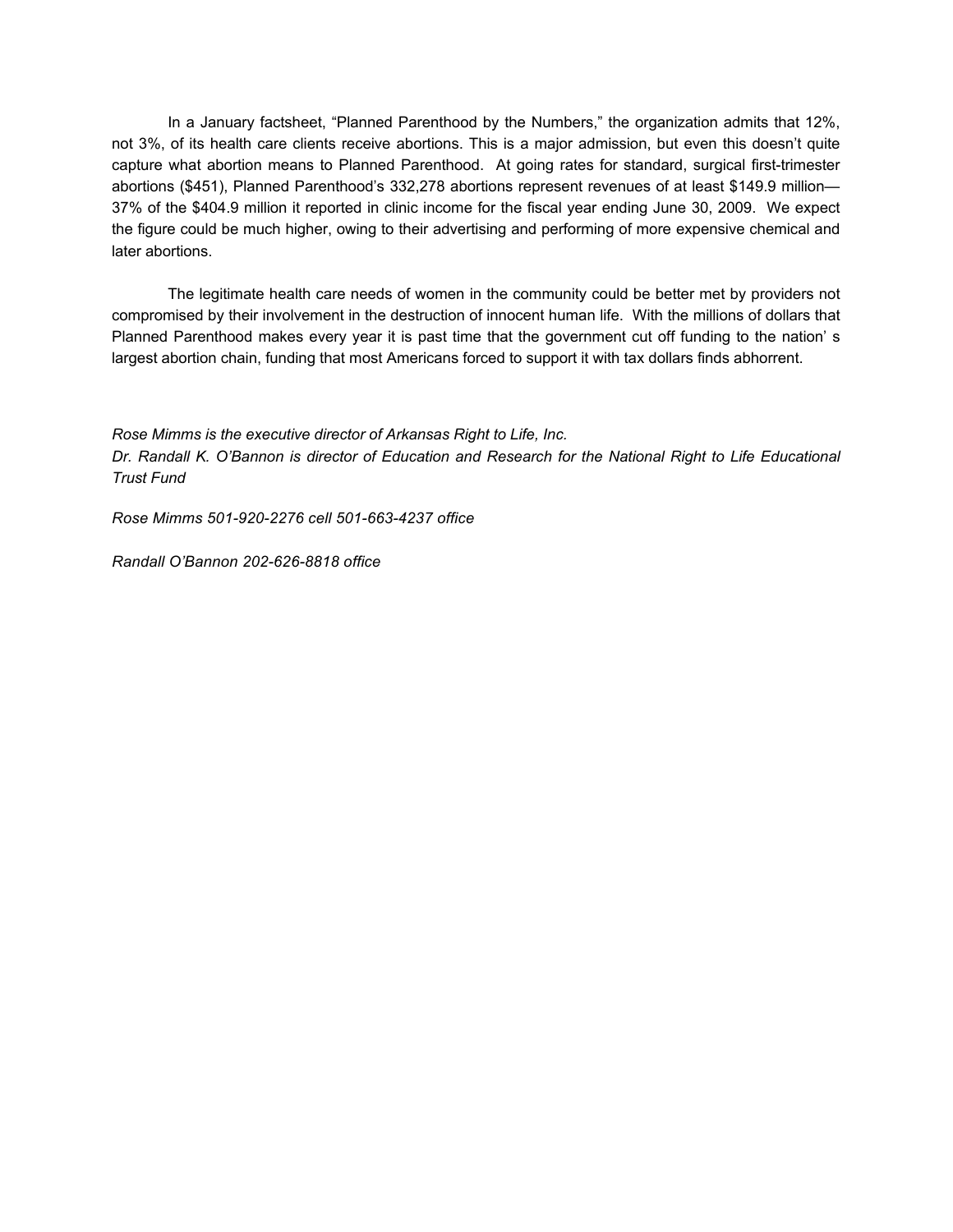In a January factsheet, "Planned Parenthood by the Numbers," the organization admits that 12%, not 3%, of its health care clients receive abortions. This is a major admission, but even this doesn't quite capture what abortion means to Planned Parenthood. At going rates for standard, surgical first-trimester abortions ($451), Planned Parenthood's 332,278 abortions represent revenues of at least $149.9 million—37% of the $404.9 million it reported in clinic income for the fiscal year ending June 30, 2009. We expect the figure could be much higher, owing to their advertising and performing of more expensive chemical and later abortions.

The legitimate health care needs of women in the community could be better met by providers not compromised by their involvement in the destruction of innocent human life. With the millions of dollars that Planned Parenthood makes every year it is past time that the government cut off funding to the nation' s largest abortion chain, funding that most Americans forced to support it with tax dollars finds abhorrent.

*Rose Mimms is the executive director of Arkansas Right to Life, Inc.*
*Dr. Randall K. O'Bannon is director of Education and Research for the National Right to Life Educational Trust Fund*

*Rose Mimms 501-920-2276 cell 501-663-4237 office*

*Randall O'Bannon 202-626-8818 office*